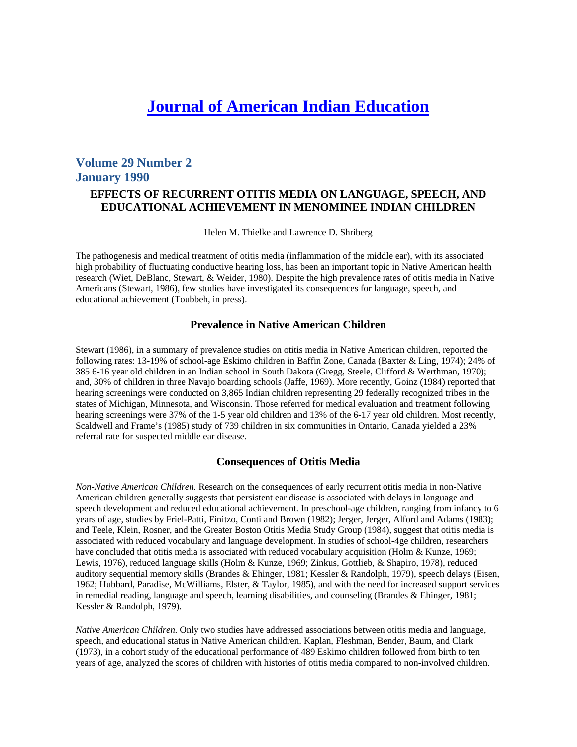# Journal of American Indian Education

## Volume 29 Number 2
## January 1990

### EFFECTS OF RECURRENT OTITIS MEDIA ON LANGUAGE, SPEECH, AND EDUCATIONAL ACHIEVEMENT IN MENOMINEE INDIAN CHILDREN

Helen M. Thielke and Lawrence D. Shriberg

The pathogenesis and medical treatment of otitis media (inflammation of the middle ear), with its associated high probability of fluctuating conductive hearing loss, has been an important topic in Native American health research (Wiet, DeBlanc, Stewart, & Weider, 1980). Despite the high prevalence rates of otitis media in Native Americans (Stewart, 1986), few studies have investigated its consequences for language, speech, and educational achievement (Toubbeh, in press).

### Prevalence in Native American Children

Stewart (1986), in a summary of prevalence studies on otitis media in Native American children, reported the following rates: 13-19% of school-age Eskimo children in Baffin Zone, Canada (Baxter & Ling, 1974); 24% of 385 6-16 year old children in an Indian school in South Dakota (Gregg, Steele, Clifford & Werthman, 1970); and, 30% of children in three Navajo boarding schools (Jaffe, 1969). More recently, Goinz (1984) reported that hearing screenings were conducted on 3,865 Indian children representing 29 federally recognized tribes in the states of Michigan, Minnesota, and Wisconsin. Those referred for medical evaluation and treatment following hearing screenings were 37% of the 1-5 year old children and 13% of the 6-17 year old children. Most recently, Scaldwell and Frame's (1985) study of 739 children in six communities in Ontario, Canada yielded a 23% referral rate for suspected middle ear disease.

### Consequences of Otitis Media

*Non-Native American Children.* Research on the consequences of early recurrent otitis media in non-Native American children generally suggests that persistent ear disease is associated with delays in language and speech development and reduced educational achievement. In preschool-age children, ranging from infancy to 6 years of age, studies by Friel-Patti, Finitzo, Conti and Brown (1982); Jerger, Jerger, Alford and Adams (1983); and Teele, Klein, Rosner, and the Greater Boston Otitis Media Study Group (1984), suggest that otitis media is associated with reduced vocabulary and language development. In studies of school-4ge children, researchers have concluded that otitis media is associated with reduced vocabulary acquisition (Holm & Kunze, 1969; Lewis, 1976), reduced language skills (Holm & Kunze, 1969; Zinkus, Gottlieb, & Shapiro, 1978), reduced auditory sequential memory skills (Brandes & Ehinger, 1981; Kessler & Randolph, 1979), speech delays (Eisen, 1962; Hubbard, Paradise, McWilliams, Elster, & Taylor, 1985), and with the need for increased support services in remedial reading, language and speech, learning disabilities, and counseling (Brandes & Ehinger, 1981; Kessler & Randolph, 1979).

*Native American Children.* Only two studies have addressed associations between otitis media and language, speech, and educational status in Native American children. Kaplan, Fleshman, Bender, Baum, and Clark (1973), in a cohort study of the educational performance of 489 Eskimo children followed from birth to ten years of age, analyzed the scores of children with histories of otitis media compared to non-involved children.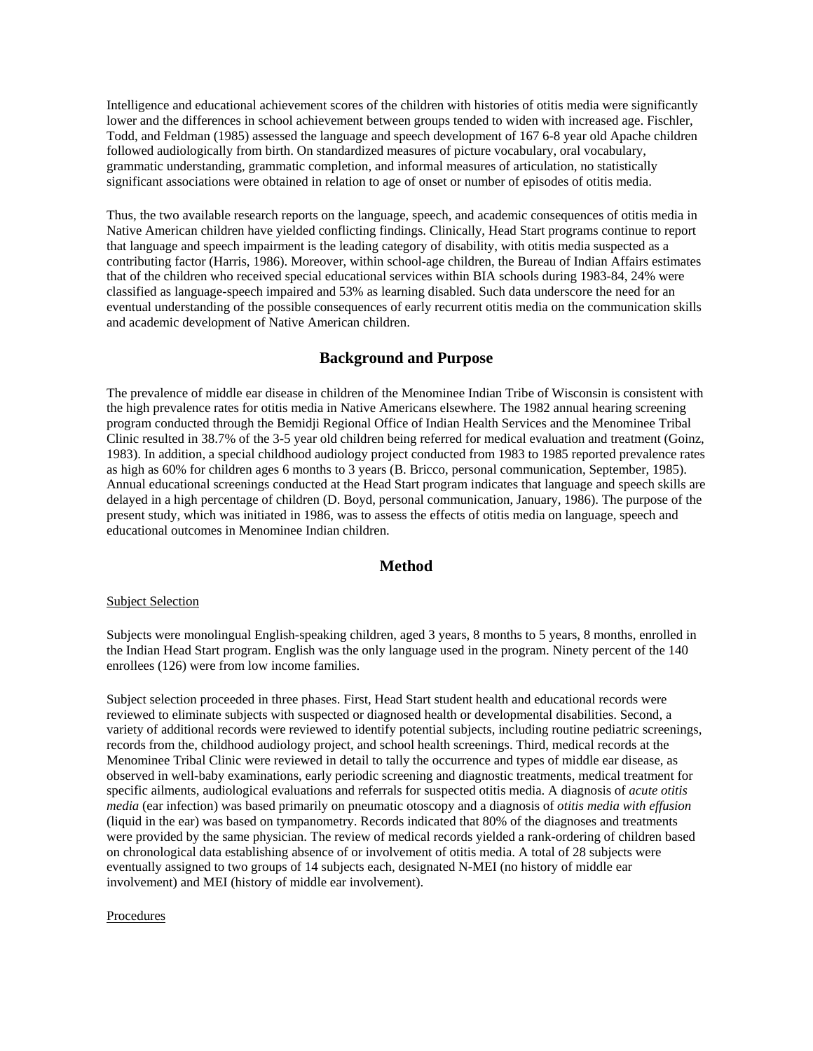Intelligence and educational achievement scores of the children with histories of otitis media were significantly lower and the differences in school achievement between groups tended to widen with increased age. Fischler, Todd, and Feldman (1985) assessed the language and speech development of 167 6-8 year old Apache children followed audiologically from birth. On standardized measures of picture vocabulary, oral vocabulary, grammatic understanding, grammatic completion, and informal measures of articulation, no statistically significant associations were obtained in relation to age of onset or number of episodes of otitis media.

Thus, the two available research reports on the language, speech, and academic consequences of otitis media in Native American children have yielded conflicting findings. Clinically, Head Start programs continue to report that language and speech impairment is the leading category of disability, with otitis media suspected as a contributing factor (Harris, 1986). Moreover, within school-age children, the Bureau of Indian Affairs estimates that of the children who received special educational services within BIA schools during 1983-84, 24% were classified as language-speech impaired and 53% as learning disabled. Such data underscore the need for an eventual understanding of the possible consequences of early recurrent otitis media on the communication skills and academic development of Native American children.

## Background and Purpose

The prevalence of middle ear disease in children of the Menominee Indian Tribe of Wisconsin is consistent with the high prevalence rates for otitis media in Native Americans elsewhere. The 1982 annual hearing screening program conducted through the Bemidji Regional Office of Indian Health Services and the Menominee Tribal Clinic resulted in 38.7% of the 3-5 year old children being referred for medical evaluation and treatment (Goinz, 1983). In addition, a special childhood audiology project conducted from 1983 to 1985 reported prevalence rates as high as 60% for children ages 6 months to 3 years (B. Bricco, personal communication, September, 1985). Annual educational screenings conducted at the Head Start program indicates that language and speech skills are delayed in a high percentage of children (D. Boyd, personal communication, January, 1986). The purpose of the present study, which was initiated in 1986, was to assess the effects of otitis media on language, speech and educational outcomes in Menominee Indian children.

## Method

Subject Selection

Subjects were monolingual English-speaking children, aged 3 years, 8 months to 5 years, 8 months, enrolled in the Indian Head Start program. English was the only language used in the program. Ninety percent of the 140 enrollees (126) were from low income families.

Subject selection proceeded in three phases. First, Head Start student health and educational records were reviewed to eliminate subjects with suspected or diagnosed health or developmental disabilities. Second, a variety of additional records were reviewed to identify potential subjects, including routine pediatric screenings, records from the, childhood audiology project, and school health screenings. Third, medical records at the Menominee Tribal Clinic were reviewed in detail to tally the occurrence and types of middle ear disease, as observed in well-baby examinations, early periodic screening and diagnostic treatments, medical treatment for specific ailments, audiological evaluations and referrals for suspected otitis media. A diagnosis of *acute otitis media* (ear infection) was based primarily on pneumatic otoscopy and a diagnosis of *otitis media with effusion* (liquid in the ear) was based on tympanometry. Records indicated that 80% of the diagnoses and treatments were provided by the same physician. The review of medical records yielded a rank-ordering of children based on chronological data establishing absence of or involvement of otitis media. A total of 28 subjects were eventually assigned to two groups of 14 subjects each, designated N-MEI (no history of middle ear involvement) and MEI (history of middle ear involvement).

Procedures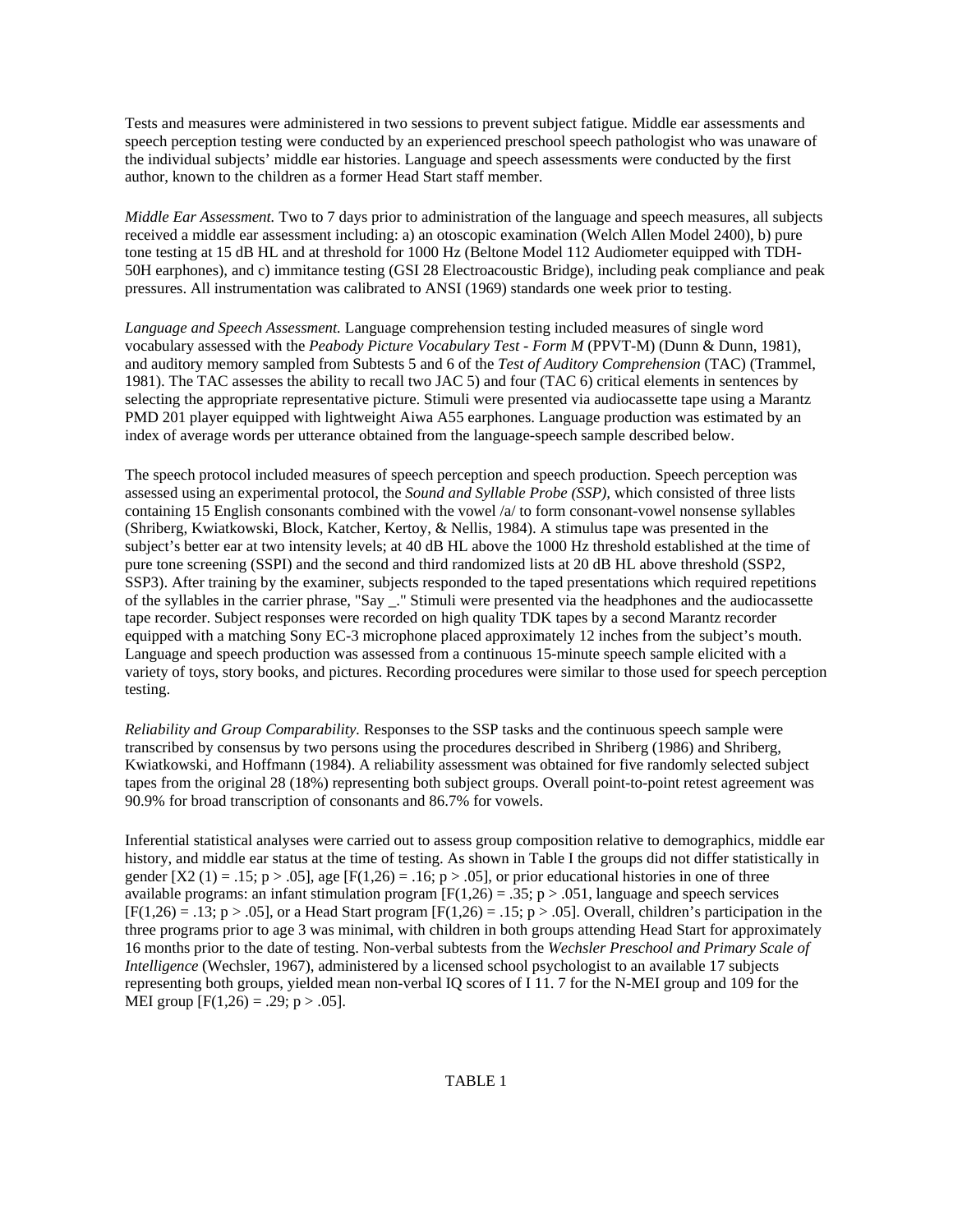Tests and measures were administered in two sessions to prevent subject fatigue. Middle ear assessments and speech perception testing were conducted by an experienced preschool speech pathologist who was unaware of the individual subjects' middle ear histories. Language and speech assessments were conducted the first author, known to the children as a former Head Start staff member.

*Middle Ear Assessment.* Two to 7 days prior to administration of the language and speech measures, all subjects received a middle ear assessment including: a) an otoscopic examination (Welch Allen Model 2400), b) pure tone testing at 15 dB HL and at threshold for 1000 Hz (Beltone Model 112 Audiometer equipped with TDH-50H earphones), and c) immitance testing (GSI 28 Electroacoustic Bridge), including peak compliance and peak pressures. All instrumentation was calibrated to ANSI (1969) standards one week prior to testing.

*Language and Speech Assessment.* Language comprehension testing included measures of single word vocabulary assessed with the *Peabody Picture Vocabulary Test - Form M* (PPVT-M) (Dunn & Dunn, 1981), and auditory memory sampled from Subtests 5 and 6 of the *Test of Auditory Comprehension* (TAC) (Trammel, 1981). The TAC assesses the ability to recall two JAC 5) and four (TAC 6) critical elements in sentences by selecting the appropriate representative picture. Stimuli were presented via audiocassette tape using a Marantz PMD 201 player equipped with lightweight Aiwa A55 earphones. Language production was estimated by an index of average words per utterance obtained from the language-speech sample described below.

The speech protocol included measures of speech perception and speech production. Speech perception was assessed using an experimental protocol, the *Sound and Syllable Probe (SSP),* which consisted of three lists containing 15 English consonants combined with the vowel /a/ to form consonant-vowel nonsense syllables (Shriberg, Kwiatkowski, Block, Katcher, Kertoy, & Nellis, 1984). A stimulus tape was presented in the subject's better ear at two intensity levels; at 40 dB HL above the 1000 Hz threshold established at the time of pure tone screening (SSPI) and the second and third randomized lists at 20 dB HL above threshold (SSP2, SSP3). After training by the examiner, subjects responded to the taped presentations which required repetitions of the syllables in the carrier phrase, "Say _." Stimuli were presented via the headphones and the audiocassette tape recorder. Subject responses were recorded on high quality TDK tapes by a second Marantz recorder equipped with a matching Sony EC-3 microphone placed approximately 12 inches from the subject's mouth. Language and speech production was assessed from a continuous 15-minute speech sample elicited with a variety of toys, story books, and pictures. Recording procedures were similar to those used for speech perception testing.

*Reliability and Group Comparability.* Responses to the SSP tasks and the continuous speech sample were transcribed by consensus by two persons using the procedures described in Shriberg (1986) and Shriberg, Kwiatkowski, and Hoffmann (1984). A reliability assessment was obtained for five randomly selected subject tapes from the original 28 (18%) representing both subject groups. Overall point-to-point retest agreement was 90.9% for broad transcription of consonants and 86.7% for vowels.

Inferential statistical analyses were carried out to assess group composition relative to demographics, middle ear history, and middle ear status at the time of testing. As shown in Table I the groups did not differ statistically in gender [$X2\ (1) = .15; p > .05$], age [$F(1,26) = .16; p > .05$], or prior educational histories in one of three available programs: an infant stimulation program [$F(1,26) = .35; p > .051$, language and speech services [$F(1,26) = .13; p > .05$], or a Head Start program [$F(1,26) = .15; p > .05$]. Overall, children's participation in the three programs prior to age 3 was minimal, with children in both groups attending Head Start for approximately 16 months prior to the date of testing. Non-verbal subtests from the *Wechsler Preschool and Primary Scale of Intelligence* (Wechsler, 1967), administered by a licensed school psychologist to an available 17 subjects representing both groups, yielded mean non-verbal IQ scores of I 11. 7 for the N-MEI group and 109 for the MEI group [$F(1,26) = .29; p > .05$].

TABLE 1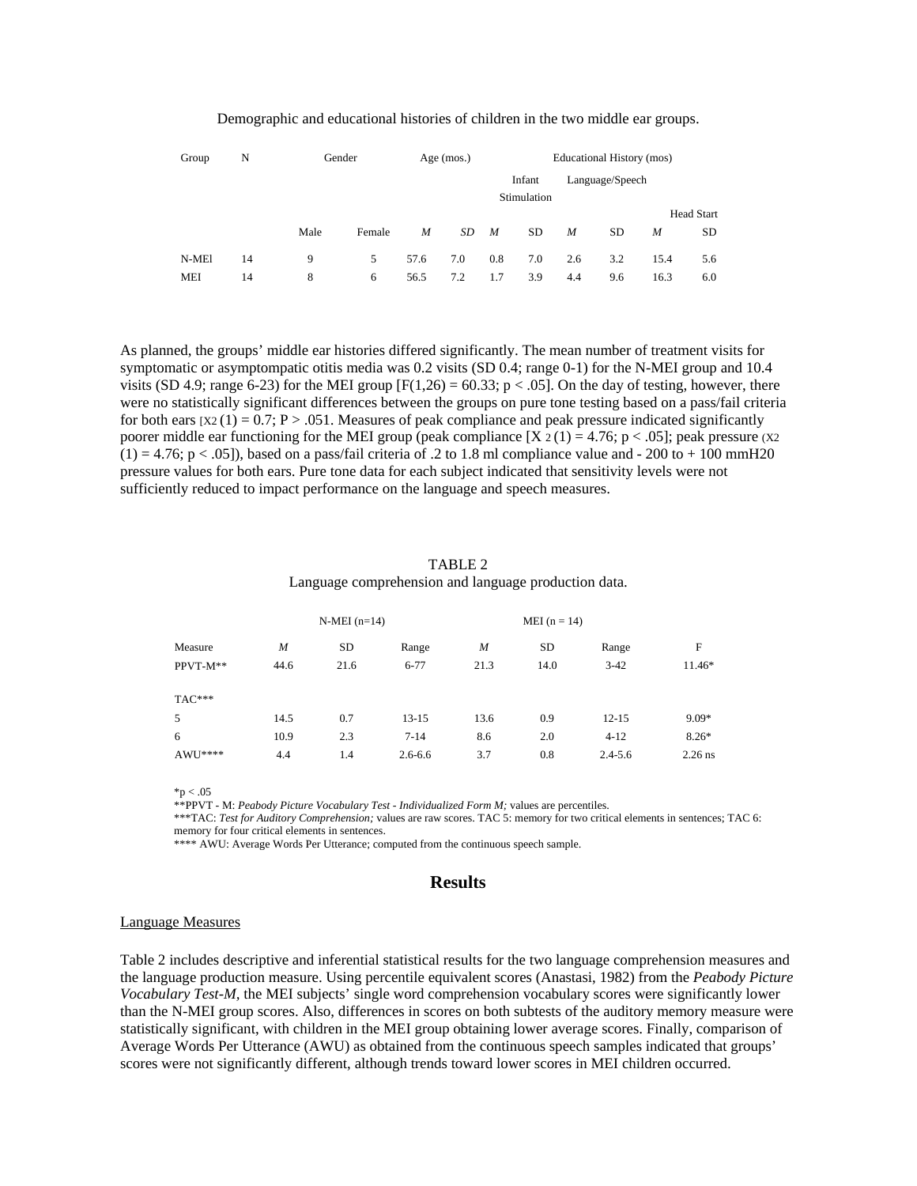Demographic and educational histories of children in the two middle ear groups.

| Group | N | Gender | | Age (mos.) | | Educational History (mos) | | | | | |
|---|---|---|---|---|---|---|---|---|---|---|---|
| | | | | | | Infant Stimulation | | Language/Speech | | Head Start | |
| | | Male | Female | *M* | *SD* | *M* | SD | *M* | SD | *M* | SD |
| N-MEl | 14 | 9 | 5 | 57.6 | 7.0 | 0.8 | 7.0 | 2.6 | 3.2 | 15.4 | 5.6 |
| MEI | 14 | 8 | 6 | 56.5 | 7.2 | 1.7 | 3.9 | 4.4 | 9.6 | 16.3 | 6.0 |

As planned, the groups' middle ear histories differed significantly. The mean number of treatment visits for symptomatic or asymptompatic otitis media was 0.2 visits (SD 0.4; range 0-1) for the N-MEI group and 10.4 visits (SD 4.9; range 6-23) for the MEI group [$F(1,26) = 60.33$; $p < .05$]. On the day of testing, however, there were no statistically significant differences between the groups on pure tone testing based on a pass/fail criteria for both ears [$X2\ (1) = 0.7$; $P > .051$. Measures of peak compliance and peak pressure indicated significantly poorer middle ear functioning for the MEI group (peak compliance [$X\ 2\ (1) = 4.76$; $p < .05$]; peak pressure ($X2\ (1) = 4.76$; $p < .05$]), based on a pass/fail criteria of .2 to 1.8 ml compliance value and - 200 to + 100 mmH20 pressure values for both ears. Pure tone data for each subject indicated that sensitivity levels were not sufficiently reduced to impact performance on the language and speech measures.

TABLE 2
Language comprehension and language production data.

| | N-MEI (n=14) | | | MEI (n = 14) | | | |
|---|---|---|---|---|---|---|---|
| Measure | *M* | SD | Range | *M* | SD | Range | F |
| PPVT-M** | 44.6 | 21.6 | 6-77 | 21.3 | 14.0 | 3-42 | 11.46* |
| TAC*** | | | | | | | |
| 5 | 14.5 | 0.7 | 13-15 | 13.6 | 0.9 | 12-15 | 9.09* |
| 6 | 10.9 | 2.3 | 7-14 | 8.6 | 2.0 | 4-12 | 8.26* |
| AWU**** | 4.4 | 1.4 | 2.6-6.6 | 3.7 | 0.8 | 2.4-5.6 | 2.26 ns |

*p < .05
**PPVT - M: *Peabody Picture Vocabulary Test - Individualized Form M;* values are percentiles.
***TAC: *Test for Auditory Comprehension;* values are raw scores. TAC 5: memory for two critical elements in sentences; TAC 6: memory for four critical elements in sentences.
**** AWU: Average Words Per Utterance; computed from the continuous speech sample.

## Results

### Language Measures

Table 2 includes descriptive and inferential statistical results for the two language comprehension measures and the language production measure. Using percentile equivalent scores (Anastasi, 1982) from the *Peabody Picture Vocabulary Test-M,* the MEI subjects' single word comprehension vocabulary scores were significantly lower than the N-MEI group scores. Also, differences in scores on both subtests of the auditory memory measure were statistically significant, with children in the MEI group obtaining lower average scores. Finally, comparison of Average Words Per Utterance (AWU) as obtained from the continuous speech samples indicated that groups' scores were not significantly different, although trends toward lower scores in MEI children occurred.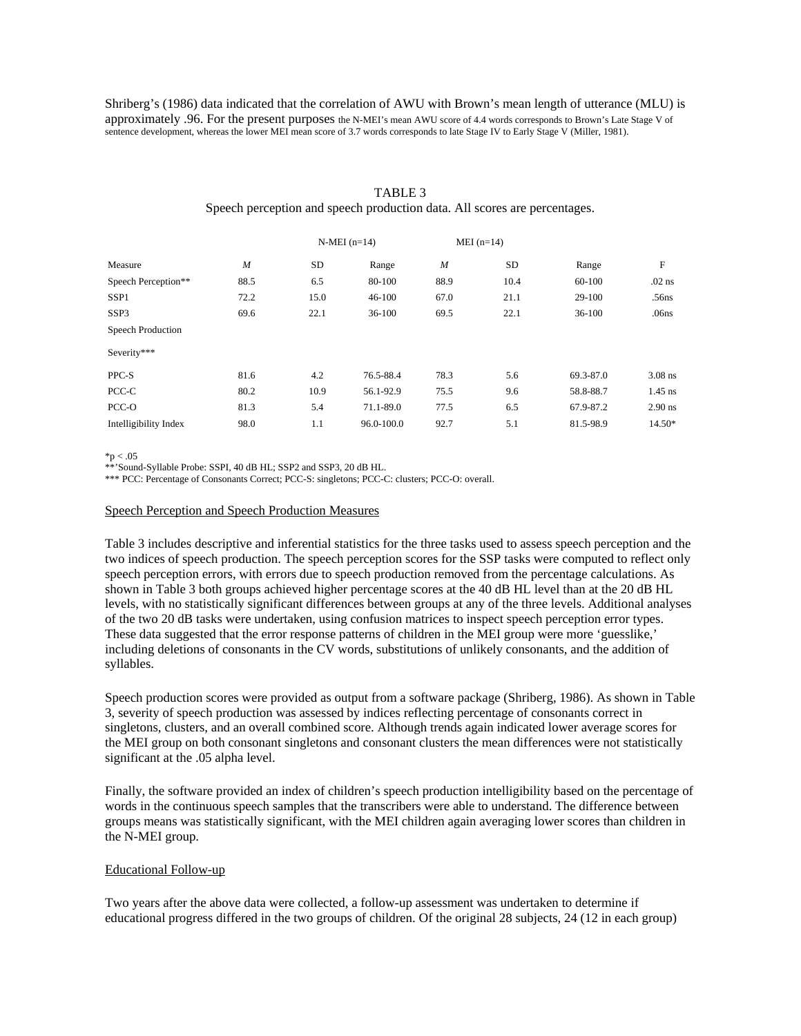Shriberg's (1986) data indicated that the correlation of AWU with Brown's mean length of utterance (MLU) is approximately .96. For the present purposes the N-MEI's mean AWU score of 4.4 words corresponds to Brown's Late Stage V of sentence development, whereas the lower MEI mean score of 3.7 words corresponds to late Stage IV to Early Stage V (Miller, 1981).

TABLE 3

Speech perception and speech production data. All scores are percentages.

| | N-MEI (n=14) | | | MEI (n=14) | | | |
|---|---|---|---|---|---|---|---|
| Measure | *M* | SD | Range | *M* | SD | Range | F |
| Speech Perception** | 88.5 | 6.5 | 80-100 | 88.9 | 10.4 | 60-100 | .02 ns |
| SSP1 | 72.2 | 15.0 | 46-100 | 67.0 | 21.1 | 29-100 | .56ns |
| SSP3 | 69.6 | 22.1 | 36-100 | 69.5 | 22.1 | 36-100 | .06ns |
| Speech Production | | | | | | | |
| Severity*** | | | | | | | |
| PPC-S | 81.6 | 4.2 | 76.5-88.4 | 78.3 | 5.6 | 69.3-87.0 | 3.08 ns |
| PCC-C | 80.2 | 10.9 | 56.1-92.9 | 75.5 | 9.6 | 58.8-88.7 | 1.45 ns |
| PCC-O | 81.3 | 5.4 | 71.1-89.0 | 77.5 | 6.5 | 67.9-87.2 | 2.90 ns |
| Intelligibility Index | 98.0 | 1.1 | 96.0-100.0 | 92.7 | 5.1 | 81.5-98.9 | 14.50* |

*p < .05

**'Sound-Syllable Probe: SSPI, 40 dB HL; SSP2 and SSP3, 20 dB HL.

*** PCC: Percentage of Consonants Correct; PCC-S: singletons; PCC-C: clusters; PCC-O: overall.

## Speech Perception and Speech Production Measures

Table 3 includes descriptive and inferential statistics for the three tasks used to assess speech perception and the two indices of speech production. The speech perception scores for the SSP tasks were computed to reflect only speech perception errors, with errors due to speech production removed from the percentage calculations. As shown in Table 3 both groups achieved higher percentage scores at the 40 dB HL level than at the 20 dB HL levels, with no statistically significant differences between groups at any of the three levels. Additional analyses of the two 20 dB tasks were undertaken, using confusion matrices to inspect speech perception error types. These data suggested that the error response patterns of children in the MEI group were more 'guesslike,' including deletions of consonants in the CV words, substitutions of unlikely consonants, and the addition of syllables.

Speech production scores were provided as output from a software package (Shriberg, 1986). As shown in Table 3, severity of speech production was assessed by indices reflecting percentage of consonants correct in singletons, clusters, and an overall combined score. Although trends again indicated lower average scores for the MEI group on both consonant singletons and consonant clusters the mean differences were not statistically significant at the .05 alpha level.

Finally, the software provided an index of children's speech production intelligibility based on the percentage of words in the continuous speech samples that the transcribers were able to understand. The difference between groups means was statistically significant, with the MEI children again averaging lower scores than children in the N-MEI group.

## Educational Follow-up

Two years after the above data were collected, a follow-up assessment was undertaken to determine if educational progress differed in the two groups of children. Of the original 28 subjects, 24 (12 in each group)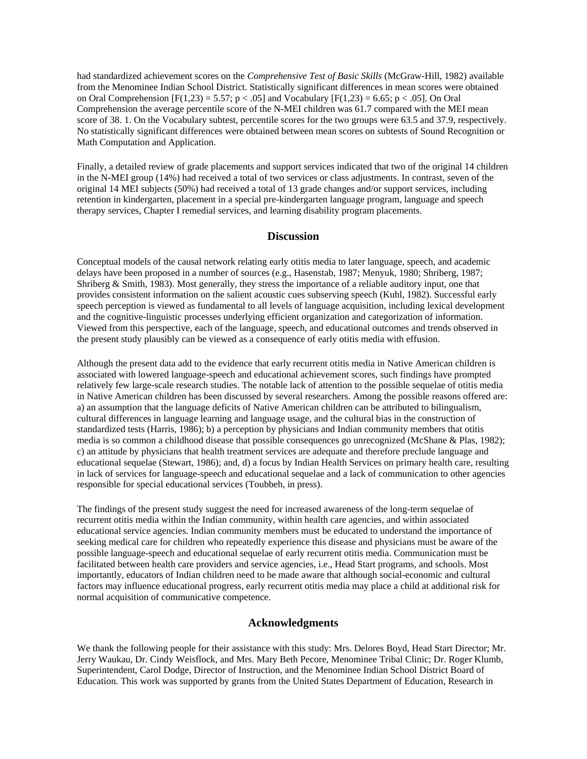had standardized achievement scores on the *Comprehensive Test of Basic Skills* (McGraw-Hill, 1982) available from the Menominee Indian School District. Statistically significant differences in mean scores were obtained on Oral Comprehension [$F(1,23) = 5.57$; $p < .05$] and Vocabulary [$F(1,23) = 6.65$; $p < .05$]. On Oral Comprehension the average percentile score of the N-MEI children was 61.7 compared with the MEI mean score of 38. 1. On the Vocabulary subtest, percentile scores for the two groups were 63.5 and 37.9, respectively. No statistically significant differences were obtained between mean scores on subtests of Sound Recognition or Math Computation and Application.

Finally, a detailed review of grade placements and support services indicated that two of the original 14 children in the N-MEI group (14%) had received a total of two services or class adjustments. In contrast, seven of the original 14 MEI subjects (50%) had received a total of 13 grade changes and/or support services, including retention in kindergarten, placement in a special pre-kindergarten language program, language and speech therapy services, Chapter I remedial services, and learning disability program placements.

## Discussion

Conceptual models of the causal network relating early otitis media to later language, speech, and academic delays have been proposed in a number of sources (e.g., Hasenstab, 1987; Menyuk, 1980; Shriberg, 1987; Shriberg & Smith, 1983). Most generally, they stress the importance of a reliable auditory input, one that provides consistent information on the salient acoustic cues subserving speech (Kuhl, 1982). Successful early speech perception is viewed as fundamental to all levels of language acquisition, including lexical development and the cognitive-linguistic processes underlying efficient organization and categorization of information. Viewed from this perspective, each of the language, speech, and educational outcomes and trends observed in the present study plausibly can be viewed as a consequence of early otitis media with effusion.

Although the present data add to the evidence that early recurrent otitis media in Native American children is associated with lowered language-speech and educational achievement scores, such findings have prompted relatively few large-scale research studies. The notable lack of attention to the possible sequelae of otitis media in Native American children has been discussed by several researchers. Among the possible reasons offered are: a) an assumption that the language deficits of Native American children can be attributed to bilingualism, cultural differences in language learning and language usage, and the cultural bias in the construction of standardized tests (Harris, 1986); b) a perception by physicians and Indian community members that otitis media is so common a childhood disease that possible consequences go unrecognized (McShane & Plas, 1982); c) an attitude by physicians that health treatment services are adequate and therefore preclude language and educational sequelae (Stewart, 1986); and, d) a focus by Indian Health Services on primary health care, resulting in lack of services for language-speech and educational sequelae and a lack of communication to other agencies responsible for special educational services (Toubbeh, in press).

The findings of the present study suggest the need for increased awareness of the long-term sequelae of recurrent otitis media within the Indian community, within health care agencies, and within associated educational service agencies. Indian community members must be educated to understand the importance of seeking medical care for children who repeatedly experience this disease and physicians must be aware of the possible language-speech and educational sequelae of early recurrent otitis media. Communication must be facilitated between health care providers and service agencies, i.e., Head Start programs, and schools. Most importantly, educators of Indian children need to be made aware that although social-economic and cultural factors may influence educational progress, early recurrent otitis media may place a child at additional risk for normal acquisition of communicative competence.

## Acknowledgments

We thank the following people for their assistance with this study: Mrs. Delores Boyd, Head Start Director; Mr. Jerry Waukau, Dr. Cindy Weisflock, and Mrs. Mary Beth Pecore, Menominee Tribal Clinic; Dr. Roger Klumb, Superintendent, Carol Dodge, Director of Instruction, and the Menominee Indian School District Board of Education. This work was supported by grants from the United States Department of Education, Research in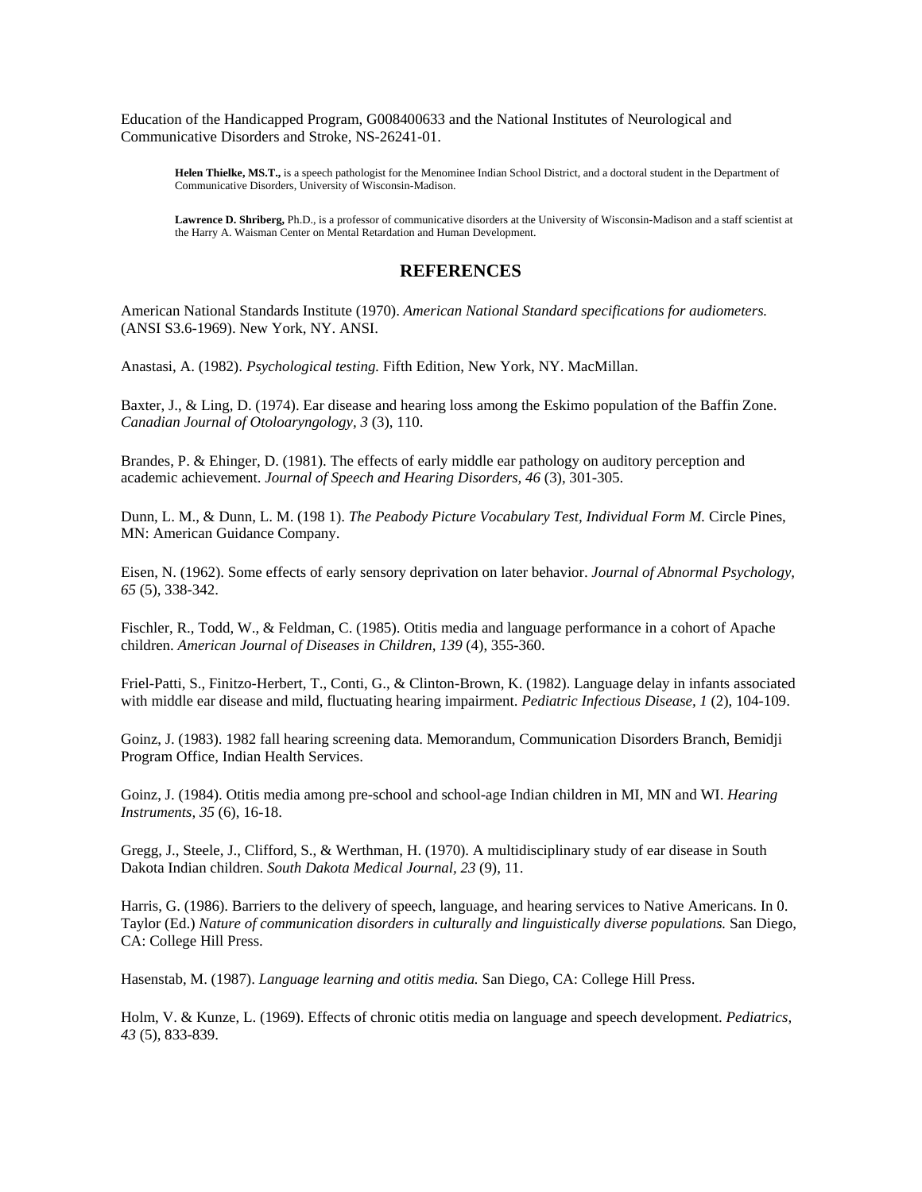Education of the Handicapped Program, G008400633 and the National Institutes of Neurological and Communicative Disorders and Stroke, NS-26241-01.

> **Helen Thielke, MS.T.,** is a speech pathologist for the Menominee Indian School District, and a doctoral student in the Department of Communicative Disorders, University of Wisconsin-Madison.

> **Lawrence D. Shriberg,** Ph.D., is a professor of communicative disorders at the University of Wisconsin-Madison and a staff scientist at the Harry A. Waisman Center on Mental Retardation and Human Development.

## REFERENCES

American National Standards Institute (1970). *American National Standard specifications for audiometers.* (ANSI S3.6-1969). New York, NY. ANSI.

Anastasi, A. (1982). *Psychological testing.* Fifth Edition, New York, NY. MacMillan.

Baxter, J., & Ling, D. (1974). Ear disease and hearing loss among the Eskimo population of the Baffin Zone. *Canadian Journal of Otoloaryngology, 3* (3), 110.

Brandes, P. & Ehinger, D. (1981). The effects of early middle ear pathology on auditory perception and academic achievement. *Journal of Speech and Hearing Disorders, 46* (3), 301-305.

Dunn, L. M., & Dunn, L. M. (198 1). *The Peabody Picture Vocabulary Test, Individual Form M.* Circle Pines, MN: American Guidance Company.

Eisen, N. (1962). Some effects of early sensory deprivation on later behavior. *Journal of Abnormal Psychology, 65* (5), 338-342.

Fischler, R., Todd, W., & Feldman, C. (1985). Otitis media and language performance in a cohort of Apache children. *American Journal of Diseases in Children, 139* (4), 355-360.

Friel-Patti, S., Finitzo-Herbert, T., Conti, G., & Clinton-Brown, K. (1982). Language delay in infants associated with middle ear disease and mild, fluctuating hearing impairment. *Pediatric Infectious Disease, 1* (2), 104-109.

Goinz, J. (1983). 1982 fall hearing screening data. Memorandum, Communication Disorders Branch, Bemidji Program Office, Indian Health Services.

Goinz, J. (1984). Otitis media among pre-school and school-age Indian children in MI, MN and WI. *Hearing Instruments, 35* (6), 16-18.

Gregg, J., Steele, J., Clifford, S., & Werthman, H. (1970). A multidisciplinary study of ear disease in South Dakota Indian children. *South Dakota Medical Journal, 23* (9), 11.

Harris, G. (1986). Barriers to the delivery of speech, language, and hearing services to Native Americans. In 0. Taylor (Ed.) *Nature of communication disorders in culturally and linguistically diverse populations.* San Diego, CA: College Hill Press.

Hasenstab, M. (1987). *Language learning and otitis media.* San Diego, CA: College Hill Press.

Holm, V. & Kunze, L. (1969). Effects of chronic otitis media on language and speech development. *Pediatrics, 43* (5), 833-839.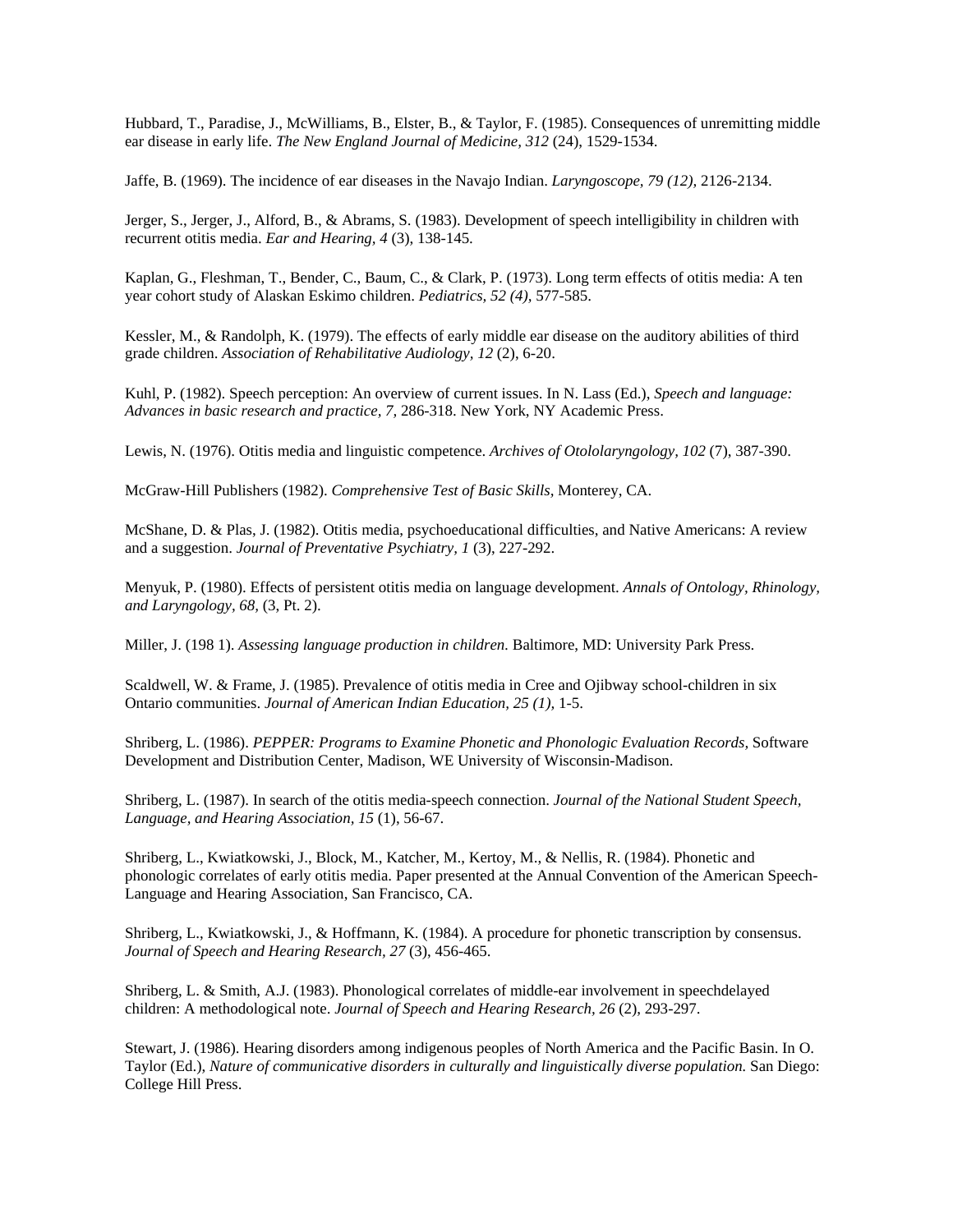Hubbard, T., Paradise, J., McWilliams, B., Elster, B., & Taylor, F. (1985). Consequences of unremitting middle ear disease in early life. *The New England Journal of Medicine, 312* (24), 1529-1534.

Jaffe, B. (1969). The incidence of ear diseases in the Navajo Indian. *Laryngoscope, 79 (12),* 2126-2134.

Jerger, S., Jerger, J., Alford, B., & Abrams, S. (1983). Development of speech intelligibility in children with recurrent otitis media. *Ear and Hearing, 4* (3), 138-145.

Kaplan, G., Fleshman, T., Bender, C., Baum, C., & Clark, P. (1973). Long term effects of otitis media: A ten year cohort study of Alaskan Eskimo children. *Pediatrics, 52 (4),* 577-585.

Kessler, M., & Randolph, K. (1979). The effects of early middle ear disease on the auditory abilities of third grade children. *Association of Rehabilitative Audiology, 12* (2), 6-20.

Kuhl, P. (1982). Speech perception: An overview of current issues. In N. Lass (Ed.), *Speech and language: Advances in basic research and practice, 7,* 286-318. New York, NY Academic Press.

Lewis, N. (1976). Otitis media and linguistic competence. *Archives of Otololaryngology, 102* (7), 387-390.

McGraw-Hill Publishers (1982). *Comprehensive Test of Basic Skills,* Monterey, CA.

McShane, D. & Plas, J. (1982). Otitis media, psychoeducational difficulties, and Native Americans: A review and a suggestion. *Journal of Preventative Psychiatry, 1* (3), 227-292.

Menyuk, P. (1980). Effects of persistent otitis media on language development. *Annals of Ontology, Rhinology, and Laryngology, 68,* (3, Pt. 2).

Miller, J. (198 1). *Assessing language production in children.* Baltimore, MD: University Park Press.

Scaldwell, W. & Frame, J. (1985). Prevalence of otitis media in Cree and Ojibway school-children in six Ontario communities. *Journal of American Indian Education, 25 (1),* 1-5.

Shriberg, L. (1986). *PEPPER: Programs to Examine Phonetic and Phonologic Evaluation Records,* Software Development and Distribution Center, Madison, WE University of Wisconsin-Madison.

Shriberg, L. (1987). In search of the otitis media-speech connection. *Journal of the National Student Speech, Language, and Hearing Association, 15* (1), 56-67.

Shriberg, L., Kwiatkowski, J., Block, M., Katcher, M., Kertoy, M., & Nellis, R. (1984). Phonetic and phonologic correlates of early otitis media. Paper presented at the Annual Convention of the American Speech-Language and Hearing Association, San Francisco, CA.

Shriberg, L., Kwiatkowski, J., & Hoffmann, K. (1984). A procedure for phonetic transcription by consensus. *Journal of Speech and Hearing Research, 27* (3), 456-465.

Shriberg, L. & Smith, A.J. (1983). Phonological correlates of middle-ear involvement in speechdelayed children: A methodological note. *Journal of Speech and Hearing Research, 26* (2), 293-297.

Stewart, J. (1986). Hearing disorders among indigenous peoples of North America and the Pacific Basin. In O. Taylor (Ed.), *Nature of communicative disorders in culturally and linguistically diverse population.* San Diego: College Hill Press.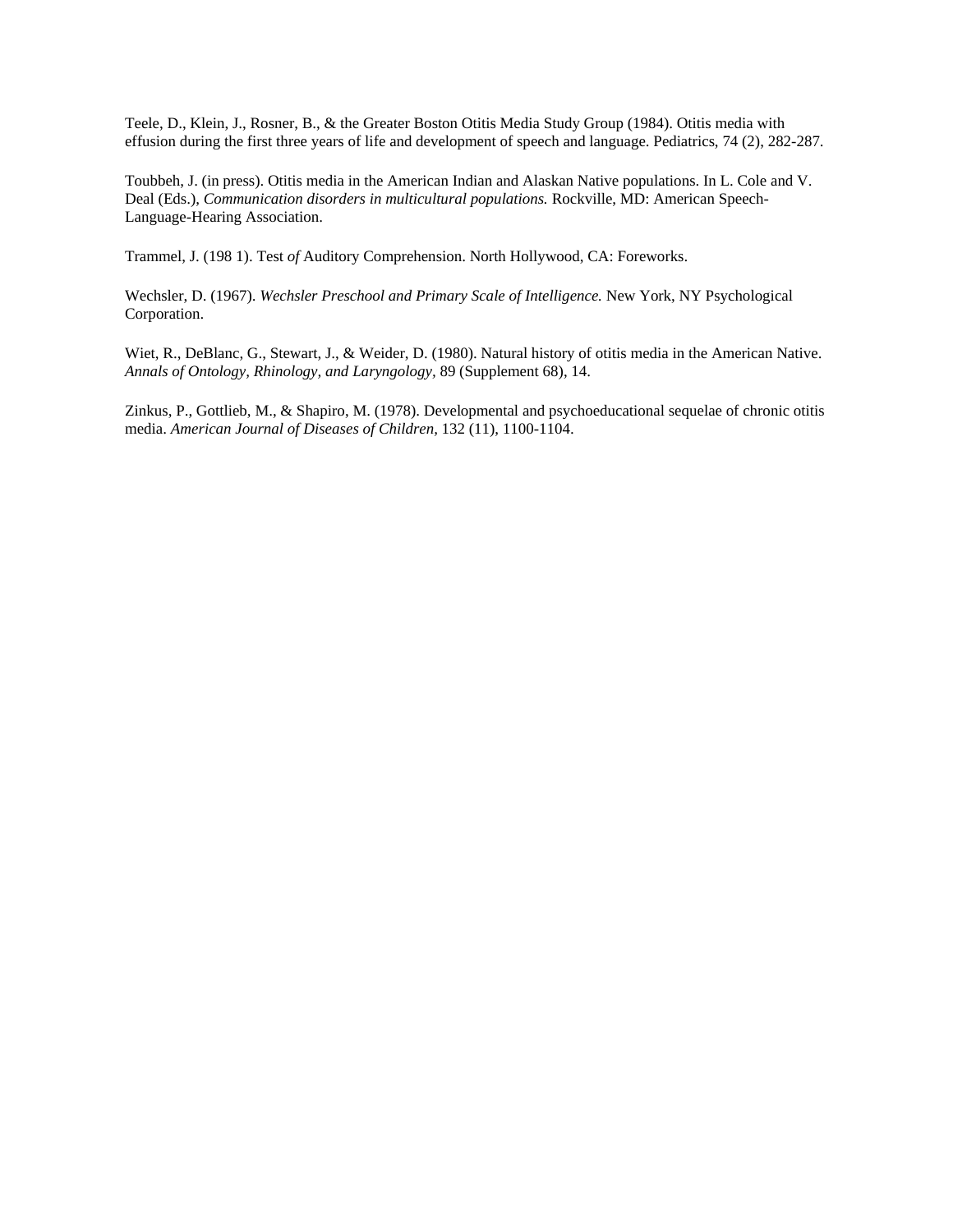Teele, D., Klein, J., Rosner, B., & the Greater Boston Otitis Media Study Group (1984). Otitis media with effusion during the first three years of life and development of speech and language. Pediatrics, 74 (2), 282-287.

Toubbeh, J. (in press). Otitis media in the American Indian and Alaskan Native populations. In L. Cole and V. Deal (Eds.), *Communication disorders in multicultural populations.* Rockville, MD: American Speech-Language-Hearing Association.

Trammel, J. (198 1). Test *of* Auditory Comprehension. North Hollywood, CA: Foreworks.

Wechsler, D. (1967). *Wechsler Preschool and Primary Scale of Intelligence.* New York, NY Psychological Corporation.

Wiet, R., DeBlanc, G., Stewart, J., & Weider, D. (1980). Natural history of otitis media in the American Native. *Annals of Ontology, Rhinology, and Laryngology,* 89 (Supplement 68), 14.

Zinkus, P., Gottlieb, M., & Shapiro, M. (1978). Developmental and psychoeducational sequelae of chronic otitis media. *American Journal of Diseases of Children,* 132 (11), 1100-1104.